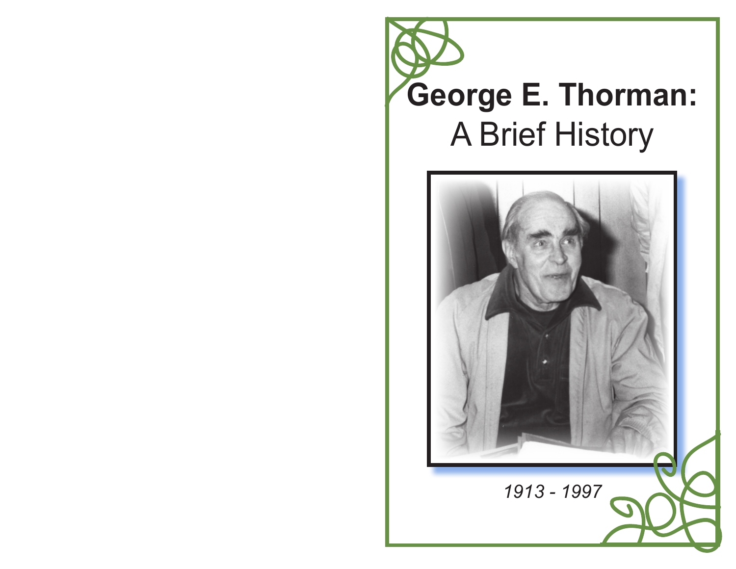# George E. Thorman:
## A Brief History

*1913 - 1997*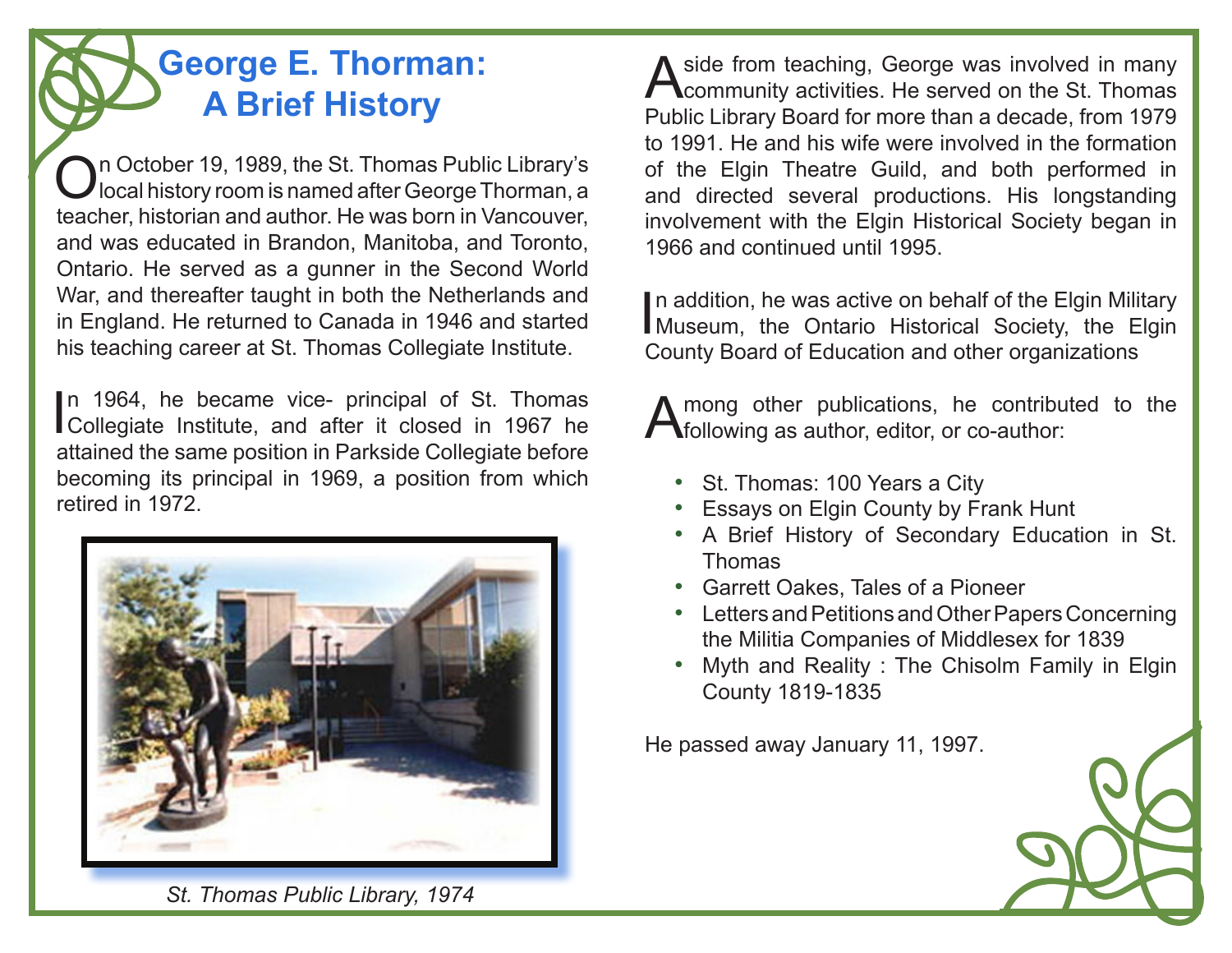# George E. Thorman: A Brief History

On October 19, 1989, the St. Thomas Public Library's local history room is named after George Thorman, a teacher, historian and author. He was born in Vancouver, and was educated in Brandon, Manitoba, and Toronto, Ontario. He served as a gunner in the Second World War, and thereafter taught in both the Netherlands and in England. He returned to Canada in 1946 and started his teaching career at St. Thomas Collegiate Institute.

In 1964, he became vice- principal of St. Thomas Collegiate Institute, and after it closed in 1967 he attained the same position in Parkside Collegiate before becoming its principal in 1969, a position from which retired in 1972.

*St. Thomas Public Library, 1974*

Aside from teaching, George was involved in many community activities. He served on the St. Thomas Public Library Board for more than a decade, from 1979 to 1991. He and his wife were involved in the formation of the Elgin Theatre Guild, and both performed in and directed several productions. His longstanding involvement with the Elgin Historical Society began in 1966 and continued until 1995.

In addition, he was active on behalf of the Elgin Military Museum, the Ontario Historical Society, the Elgin County Board of Education and other organizations

Among other publications, he contributed to the following as author, editor, or co-author:

- St. Thomas: 100 Years a City
- Essays on Elgin County by Frank Hunt
- A Brief History of Secondary Education in St. Thomas
- Garrett Oakes, Tales of a Pioneer
- Letters and Petitions and Other Papers Concerning the Militia Companies of Middlesex for 1839
- Myth and Reality : The Chisolm Family in Elgin County 1819-1835

He passed away January 11, 1997.